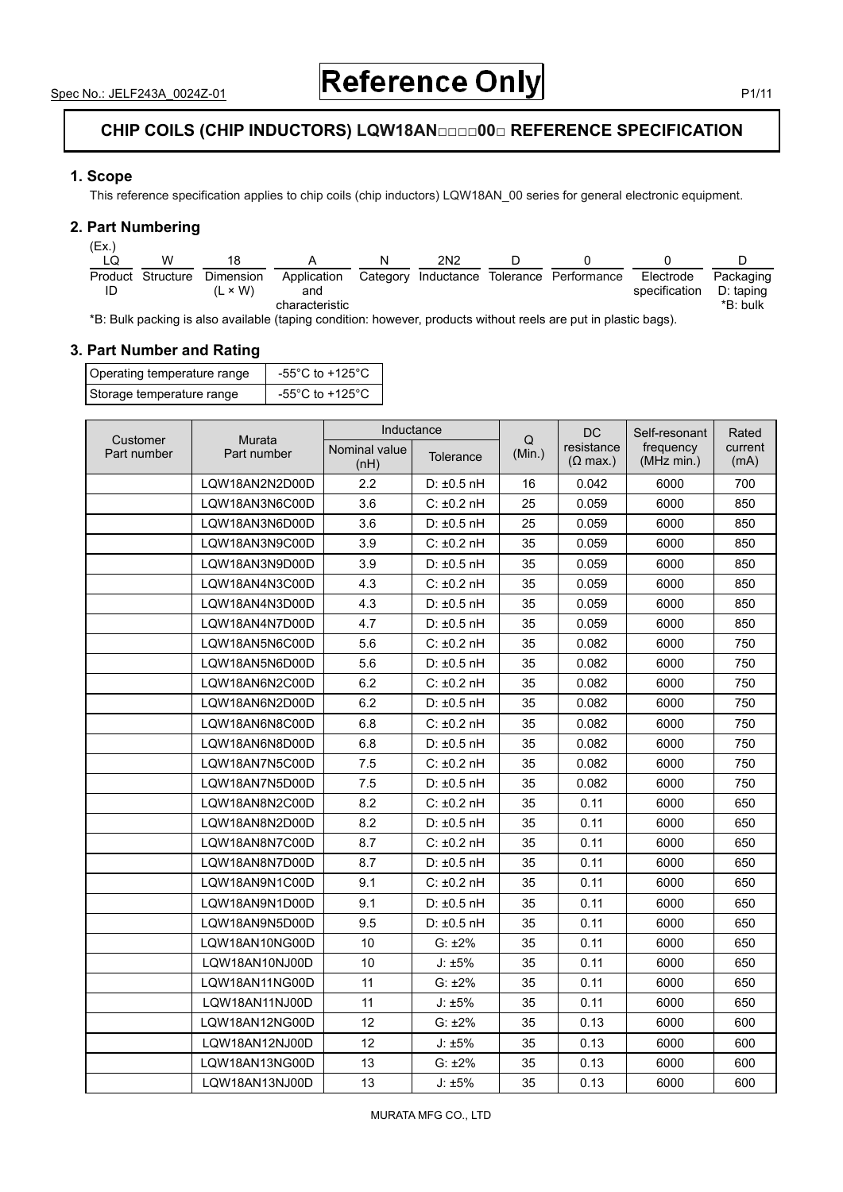Spec No.: JELF243A_0024Z-01

# Reference Only

## CHIP COILS (CHIP INDUCTORS) LQW18AN□□□□00□ REFERENCE SPECIFICATION

### 1. Scope

This reference specification applies to chip coils (chip inductors) LQW18AN_00 series for general electronic equipment.

### 2. Part Numbering

(Ex.)

| LQ | W | 18 | A | N | 2N2 | D | 0 | 0 | D |
|---|---|---|---|---|---|---|---|---|---|
| Product ID | Structure | Dimension (L × W) | Application and characteristic | Category | Inductance | Tolerance | Performance | Electrode specification | Packaging D: taping *B: bulk |

*B: Bulk packing is also available (taping condition: however, products without reels are put in plastic bags).

### 3. Part Number and Rating

| Operating temperature range | -55°C to +125°C |
|---|---|
| Storage temperature range | -55°C to +125°C |

| Customer Part number | Murata Part number | Inductance | | Q (Min.) | DC resistance (Ω max.) | Self-resonant frequency (MHz min.) | Rated current (mA) |
|---|---|---|---|---|---|---|---|
| | | Nominal value (nH) | Tolerance | | | | |
| | LQW18AN2N2D00D | 2.2 | D: ±0.5 nH | 16 | 0.042 | 6000 | 700 |
| | LQW18AN3N6C00D | 3.6 | C: ±0.2 nH | 25 | 0.059 | 6000 | 850 |
| | LQW18AN3N6D00D | 3.6 | D: ±0.5 nH | 25 | 0.059 | 6000 | 850 |
| | LQW18AN3N9C00D | 3.9 | C: ±0.2 nH | 35 | 0.059 | 6000 | 850 |
| | LQW18AN3N9D00D | 3.9 | D: ±0.5 nH | 35 | 0.059 | 6000 | 850 |
| | LQW18AN4N3C00D | 4.3 | C: ±0.2 nH | 35 | 0.059 | 6000 | 850 |
| | LQW18AN4N3D00D | 4.3 | D: ±0.5 nH | 35 | 0.059 | 6000 | 850 |
| | LQW18AN4N7D00D | 4.7 | D: ±0.5 nH | 35 | 0.059 | 6000 | 850 |
| | LQW18AN5N6C00D | 5.6 | C: ±0.2 nH | 35 | 0.082 | 6000 | 750 |
| | LQW18AN5N6D00D | 5.6 | D: ±0.5 nH | 35 | 0.082 | 6000 | 750 |
| | LQW18AN6N2C00D | 6.2 | C: ±0.2 nH | 35 | 0.082 | 6000 | 750 |
| | LQW18AN6N2D00D | 6.2 | D: ±0.5 nH | 35 | 0.082 | 6000 | 750 |
| | LQW18AN6N8C00D | 6.8 | C: ±0.2 nH | 35 | 0.082 | 6000 | 750 |
| | LQW18AN6N8D00D | 6.8 | D: ±0.5 nH | 35 | 0.082 | 6000 | 750 |
| | LQW18AN7N5C00D | 7.5 | C: ±0.2 nH | 35 | 0.082 | 6000 | 750 |
| | LQW18AN7N5D00D | 7.5 | D: ±0.5 nH | 35 | 0.082 | 6000 | 750 |
| | LQW18AN8N2C00D | 8.2 | C: ±0.2 nH | 35 | 0.11 | 6000 | 650 |
| | LQW18AN8N2D00D | 8.2 | D: ±0.5 nH | 35 | 0.11 | 6000 | 650 |
| | LQW18AN8N7C00D | 8.7 | C: ±0.2 nH | 35 | 0.11 | 6000 | 650 |
| | LQW18AN8N7D00D | 8.7 | D: ±0.5 nH | 35 | 0.11 | 6000 | 650 |
| | LQW18AN9N1C00D | 9.1 | C: ±0.2 nH | 35 | 0.11 | 6000 | 650 |
| | LQW18AN9N1D00D | 9.1 | D: ±0.5 nH | 35 | 0.11 | 6000 | 650 |
| | LQW18AN9N5D00D | 9.5 | D: ±0.5 nH | 35 | 0.11 | 6000 | 650 |
| | LQW18AN10NG00D | 10 | G: ±2% | 35 | 0.11 | 6000 | 650 |
| | LQW18AN10NJ00D | 10 | J: ±5% | 35 | 0.11 | 6000 | 650 |
| | LQW18AN11NG00D | 11 | G: ±2% | 35 | 0.11 | 6000 | 650 |
| | LQW18AN11NJ00D | 11 | J: ±5% | 35 | 0.11 | 6000 | 650 |
| | LQW18AN12NG00D | 12 | G: ±2% | 35 | 0.13 | 6000 | 600 |
| | LQW18AN12NJ00D | 12 | J: ±5% | 35 | 0.13 | 6000 | 600 |
| | LQW18AN13NG00D | 13 | G: ±2% | 35 | 0.13 | 6000 | 600 |
| | LQW18AN13NJ00D | 13 | J: ±5% | 35 | 0.13 | 6000 | 600 |

MURATA MFG CO., LTD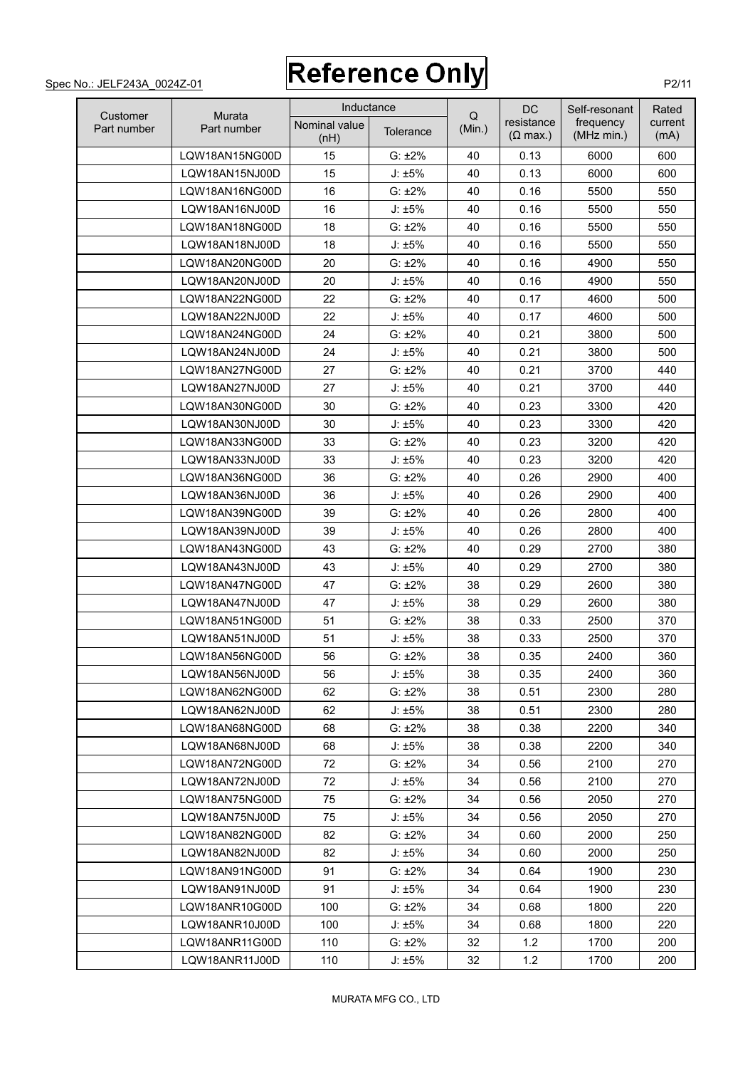Spec No.: JELF243A_0024Z-01

# Reference Only

| Customer Part number | Murata Part number | Inductance | | Q (Min.) | DC resistance (Ω max.) | Self-resonant frequency (MHz min.) | Rated current (mA) |
|---|---|---|---|---|---|---|---|
| | | Nominal value (nH) | Tolerance | | | | |
| | LQW18AN15NG00D | 15 | G: ±2% | 40 | 0.13 | 6000 | 600 |
| | LQW18AN15NJ00D | 15 | J: ±5% | 40 | 0.13 | 6000 | 600 |
| | LQW18AN16NG00D | 16 | G: ±2% | 40 | 0.16 | 5500 | 550 |
| | LQW18AN16NJ00D | 16 | J: ±5% | 40 | 0.16 | 5500 | 550 |
| | LQW18AN18NG00D | 18 | G: ±2% | 40 | 0.16 | 5500 | 550 |
| | LQW18AN18NJ00D | 18 | J: ±5% | 40 | 0.16 | 5500 | 550 |
| | LQW18AN20NG00D | 20 | G: ±2% | 40 | 0.16 | 4900 | 550 |
| | LQW18AN20NJ00D | 20 | J: ±5% | 40 | 0.16 | 4900 | 550 |
| | LQW18AN22NG00D | 22 | G: ±2% | 40 | 0.17 | 4600 | 500 |
| | LQW18AN22NJ00D | 22 | J: ±5% | 40 | 0.17 | 4600 | 500 |
| | LQW18AN24NG00D | 24 | G: ±2% | 40 | 0.21 | 3800 | 500 |
| | LQW18AN24NJ00D | 24 | J: ±5% | 40 | 0.21 | 3800 | 500 |
| | LQW18AN27NG00D | 27 | G: ±2% | 40 | 0.21 | 3700 | 440 |
| | LQW18AN27NJ00D | 27 | J: ±5% | 40 | 0.21 | 3700 | 440 |
| | LQW18AN30NG00D | 30 | G: ±2% | 40 | 0.23 | 3300 | 420 |
| | LQW18AN30NJ00D | 30 | J: ±5% | 40 | 0.23 | 3300 | 420 |
| | LQW18AN33NG00D | 33 | G: ±2% | 40 | 0.23 | 3200 | 420 |
| | LQW18AN33NJ00D | 33 | J: ±5% | 40 | 0.23 | 3200 | 420 |
| | LQW18AN36NG00D | 36 | G: ±2% | 40 | 0.26 | 2900 | 400 |
| | LQW18AN36NJ00D | 36 | J: ±5% | 40 | 0.26 | 2900 | 400 |
| | LQW18AN39NG00D | 39 | G: ±2% | 40 | 0.26 | 2800 | 400 |
| | LQW18AN39NJ00D | 39 | J: ±5% | 40 | 0.26 | 2800 | 400 |
| | LQW18AN43NG00D | 43 | G: ±2% | 40 | 0.29 | 2700 | 380 |
| | LQW18AN43NJ00D | 43 | J: ±5% | 40 | 0.29 | 2700 | 380 |
| | LQW18AN47NG00D | 47 | G: ±2% | 38 | 0.29 | 2600 | 380 |
| | LQW18AN47NJ00D | 47 | J: ±5% | 38 | 0.29 | 2600 | 380 |
| | LQW18AN51NG00D | 51 | G: ±2% | 38 | 0.33 | 2500 | 370 |
| | LQW18AN51NJ00D | 51 | J: ±5% | 38 | 0.33 | 2500 | 370 |
| | LQW18AN56NG00D | 56 | G: ±2% | 38 | 0.35 | 2400 | 360 |
| | LQW18AN56NJ00D | 56 | J: ±5% | 38 | 0.35 | 2400 | 360 |
| | LQW18AN62NG00D | 62 | G: ±2% | 38 | 0.51 | 2300 | 280 |
| | LQW18AN62NJ00D | 62 | J: ±5% | 38 | 0.51 | 2300 | 280 |
| | LQW18AN68NG00D | 68 | G: ±2% | 38 | 0.38 | 2200 | 340 |
| | LQW18AN68NJ00D | 68 | J: ±5% | 38 | 0.38 | 2200 | 340 |
| | LQW18AN72NG00D | 72 | G: ±2% | 34 | 0.56 | 2100 | 270 |
| | LQW18AN72NJ00D | 72 | J: ±5% | 34 | 0.56 | 2100 | 270 |
| | LQW18AN75NG00D | 75 | G: ±2% | 34 | 0.56 | 2050 | 270 |
| | LQW18AN75NJ00D | 75 | J: ±5% | 34 | 0.56 | 2050 | 270 |
| | LQW18AN82NG00D | 82 | G: ±2% | 34 | 0.60 | 2000 | 250 |
| | LQW18AN82NJ00D | 82 | J: ±5% | 34 | 0.60 | 2000 | 250 |
| | LQW18AN91NG00D | 91 | G: ±2% | 34 | 0.64 | 1900 | 230 |
| | LQW18AN91NJ00D | 91 | J: ±5% | 34 | 0.64 | 1900 | 230 |
| | LQW18ANR10G00D | 100 | G: ±2% | 34 | 0.68 | 1800 | 220 |
| | LQW18ANR10J00D | 100 | J: ±5% | 34 | 0.68 | 1800 | 220 |
| | LQW18ANR11G00D | 110 | G: ±2% | 32 | 1.2 | 1700 | 200 |
| | LQW18ANR11J00D | 110 | J: ±5% | 32 | 1.2 | 1700 | 200 |

MURATA MFG CO., LTD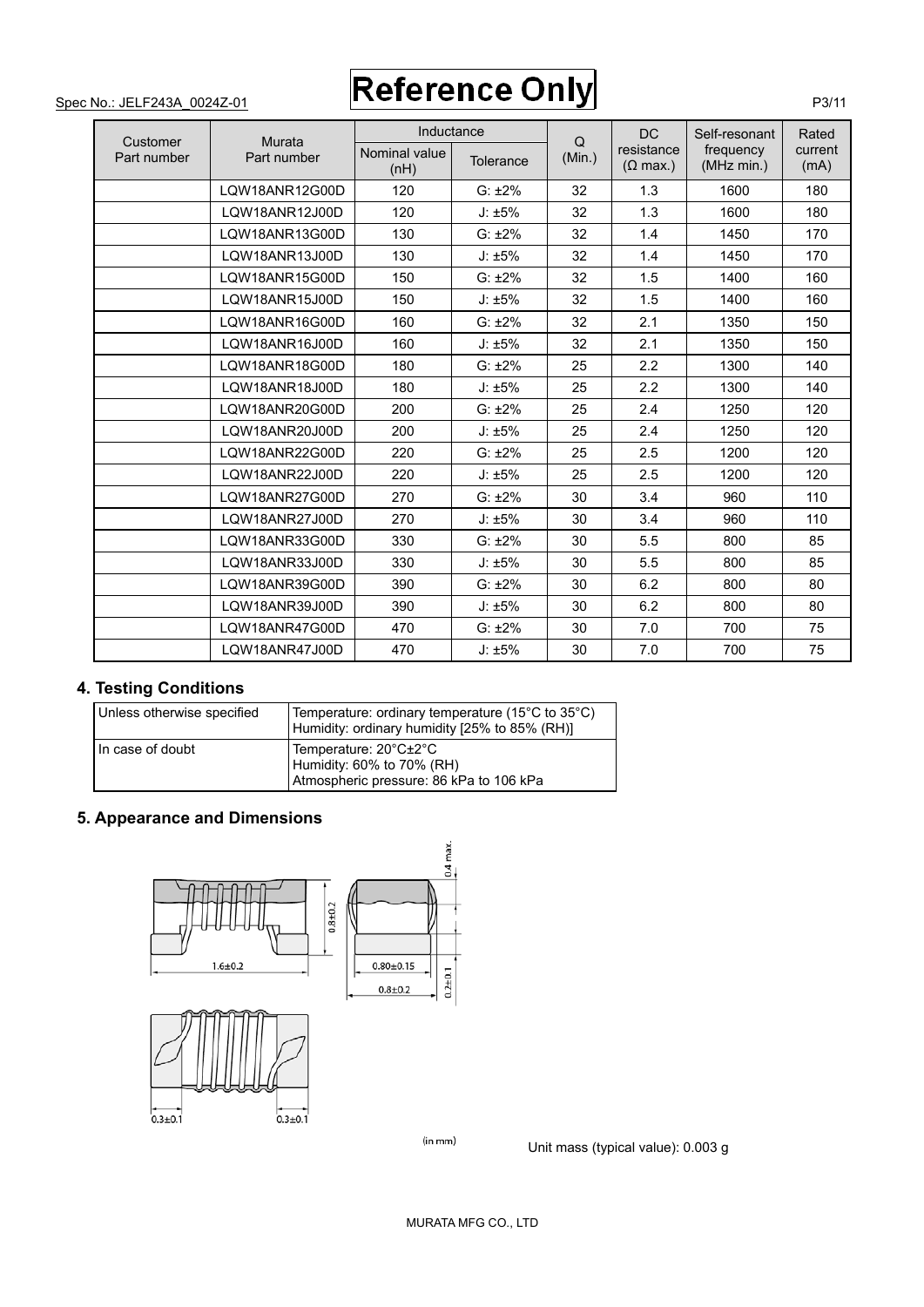| Customer Part number | Murata Part number | Inductance | | Q (Min.) | DC resistance (Ω max.) | Self-resonant frequency (MHz min.) | Rated current (mA) |
|---|---|---|---|---|---|---|---|
| | | Nominal value (nH) | Tolerance | | | | |
| | LQW18ANR12G00D | 120 | G: ±2% | 32 | 1.3 | 1600 | 180 |
| | LQW18ANR12J00D | 120 | J: ±5% | 32 | 1.3 | 1600 | 180 |
| | LQW18ANR13G00D | 130 | G: ±2% | 32 | 1.4 | 1450 | 170 |
| | LQW18ANR13J00D | 130 | J: ±5% | 32 | 1.4 | 1450 | 170 |
| | LQW18ANR15G00D | 150 | G: ±2% | 32 | 1.5 | 1400 | 160 |
| | LQW18ANR15J00D | 150 | J: ±5% | 32 | 1.5 | 1400 | 160 |
| | LQW18ANR16G00D | 160 | G: ±2% | 32 | 2.1 | 1350 | 150 |
| | LQW18ANR16J00D | 160 | J: ±5% | 32 | 2.1 | 1350 | 150 |
| | LQW18ANR18G00D | 180 | G: ±2% | 25 | 2.2 | 1300 | 140 |
| | LQW18ANR18J00D | 180 | J: ±5% | 25 | 2.2 | 1300 | 140 |
| | LQW18ANR20G00D | 200 | G: ±2% | 25 | 2.4 | 1250 | 120 |
| | LQW18ANR20J00D | 200 | J: ±5% | 25 | 2.4 | 1250 | 120 |
| | LQW18ANR22G00D | 220 | G: ±2% | 25 | 2.5 | 1200 | 120 |
| | LQW18ANR22J00D | 220 | J: ±5% | 25 | 2.5 | 1200 | 120 |
| | LQW18ANR27G00D | 270 | G: ±2% | 30 | 3.4 | 960 | 110 |
| | LQW18ANR27J00D | 270 | J: ±5% | 30 | 3.4 | 960 | 110 |
| | LQW18ANR33G00D | 330 | G: ±2% | 30 | 5.5 | 800 | 85 |
| | LQW18ANR33J00D | 330 | J: ±5% | 30 | 5.5 | 800 | 85 |
| | LQW18ANR39G00D | 390 | G: ±2% | 30 | 6.2 | 800 | 80 |
| | LQW18ANR39J00D | 390 | J: ±5% | 30 | 6.2 | 800 | 80 |
| | LQW18ANR47G00D | 470 | G: ±2% | 30 | 7.0 | 700 | 75 |
| | LQW18ANR47J00D | 470 | J: ±5% | 30 | 7.0 | 700 | 75 |

## 4. Testing Conditions

| Unless otherwise specified | Temperature: ordinary temperature (15°C to 35°C)<br>Humidity: ordinary humidity [25% to 85% (RH)] |
|---|---|
| In case of doubt | Temperature: 20°C±2°C<br>Humidity: 60% to 70% (RH)<br>Atmospheric pressure: 86 kPa to 106 kPa |

## 5. Appearance and Dimensions

1.6±0.2 0.8±0.2 0.80±0.15 0.8±0.2 0.4 max. 0.2±0.1 0.3±0.1 0.3±0.1

(in mm)

Unit mass (typical value): 0.003 g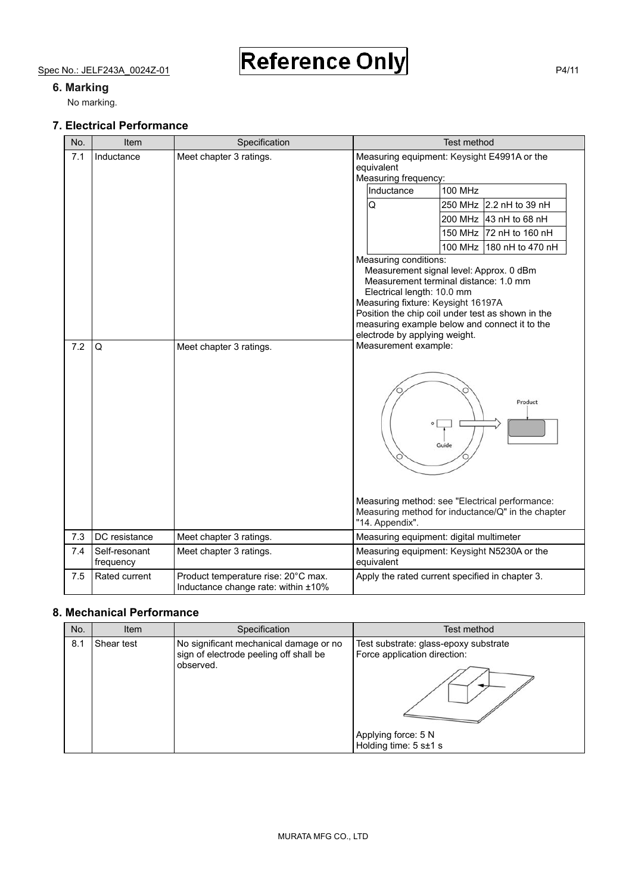## 6. Marking

No marking.

## 7. Electrical Performance

| No. | Item | Specification | Test method |
|---|---|---|---|
| 7.1 | Inductance | Meet chapter 3 ratings. | Measuring equipment: Keysight E4991A or the equivalent<br>Measuring frequency:<br>Inductance: 100 MHz<br>Q: 250 MHz (2.2 nH to 39 nH), 200 MHz (43 nH to 68 nH), 150 MHz (72 nH to 160 nH), 100 MHz (180 nH to 470 nH)<br>Measuring conditions:<br>Measurement signal level: Approx. 0 dBm<br>Measurement terminal distance: 1.0 mm<br>Electrical length: 10.0 mm<br>Measuring fixture: Keysight 16197A<br>Position the chip coil under test as shown in the measuring example below and connect it to the electrode by applying weight. |
| 7.2 | Q | Meet chapter 3 ratings. | Measurement example:<br>Measuring method: see "Electrical performance: Measuring method for inductance/Q" in the chapter "14. Appendix". |
| 7.3 | DC resistance | Meet chapter 3 ratings. | Measuring equipment: digital multimeter |
| 7.4 | Self-resonant frequency | Meet chapter 3 ratings. | Measuring equipment: Keysight N5230A or the equivalent |
| 7.5 | Rated current | Product temperature rise: 20°C max.<br>Inductance change rate: within ±10% | Apply the rated current specified in chapter 3. |

Measuring frequency:

| Inductance | 100 MHz | |
|---|---|---|
| Q | 250 MHz | 2.2 nH to 39 nH |
| | 200 MHz | 43 nH to 68 nH |
| | 150 MHz | 72 nH to 160 nH |
| | 100 MHz | 180 nH to 470 nH |

## 8. Mechanical Performance

| No. | Item | Specification | Test method |
|---|---|---|---|
| 8.1 | Shear test | No significant mechanical damage or no sign of electrode peeling off shall be observed. | Test substrate: glass-epoxy substrate<br>Force application direction:<br>Applying force: 5 N<br>Holding time: 5 s±1 s |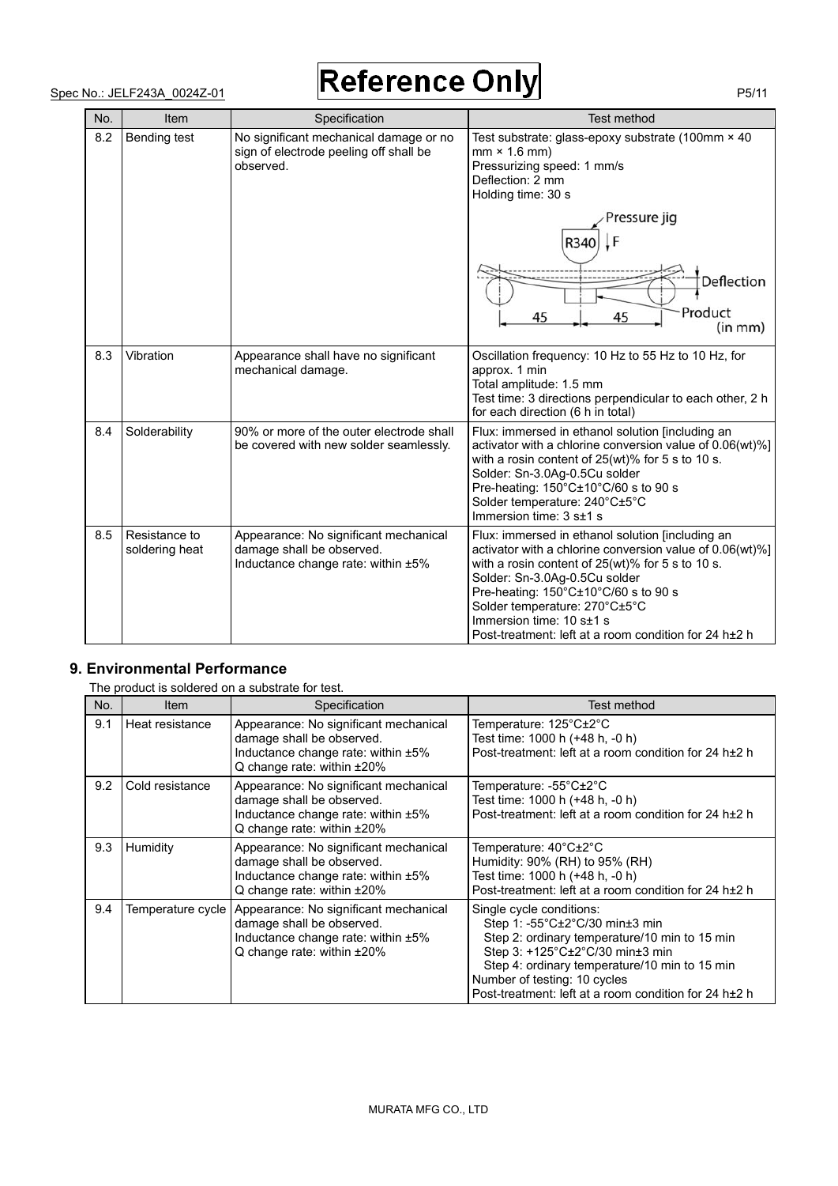| No. | Item | Specification | Test method |
|---|---|---|---|
| 8.2 | Bending test | No significant mechanical damage or no sign of electrode peeling off shall be observed. | Test substrate: glass-epoxy substrate (100mm × 40 mm × 1.6 mm)<br>Pressurizing speed: 1 mm/s<br>Deflection: 2 mm<br>Holding time: 30 s<br>Pressure jig R340 F<br>Deflection<br>Product<br>45 45 (in mm) |
| 8.3 | Vibration | Appearance shall have no significant mechanical damage. | Oscillation frequency: 10 Hz to 55 Hz to 10 Hz, for approx. 1 min<br>Total amplitude: 1.5 mm<br>Test time: 3 directions perpendicular to each other, 2 h for each direction (6 h in total) |
| 8.4 | Solderability | 90% or more of the outer electrode shall be covered with new solder seamlessly. | Flux: immersed in ethanol solution [including an activator with a chlorine conversion value of 0.06(wt)%] with a rosin content of 25(wt)% for 5 s to 10 s.<br>Solder: Sn-3.0Ag-0.5Cu solder<br>Pre-heating: 150°C±10°C/60 s to 90 s<br>Solder temperature: 240°C±5°C<br>Immersion time: 3 s±1 s |
| 8.5 | Resistance to soldering heat | Appearance: No significant mechanical damage shall be observed.<br>Inductance change rate: within ±5% | Flux: immersed in ethanol solution [including an activator with a chlorine conversion value of 0.06(wt)%] with a rosin content of 25(wt)% for 5 s to 10 s.<br>Solder: Sn-3.0Ag-0.5Cu solder<br>Pre-heating: 150°C±10°C/60 s to 90 s<br>Solder temperature: 270°C±5°C<br>Immersion time: 10 s±1 s<br>Post-treatment: left at a room condition for 24 h±2 h |

## 9. Environmental Performance

The product is soldered on a substrate for test.

| No. | Item | Specification | Test method |
|---|---|---|---|
| 9.1 | Heat resistance | Appearance: No significant mechanical damage shall be observed.<br>Inductance change rate: within ±5%<br>Q change rate: within ±20% | Temperature: 125°C±2°C<br>Test time: 1000 h (+48 h, -0 h)<br>Post-treatment: left at a room condition for 24 h±2 h |
| 9.2 | Cold resistance | Appearance: No significant mechanical damage shall be observed.<br>Inductance change rate: within ±5%<br>Q change rate: within ±20% | Temperature: -55°C±2°C<br>Test time: 1000 h (+48 h, -0 h)<br>Post-treatment: left at a room condition for 24 h±2 h |
| 9.3 | Humidity | Appearance: No significant mechanical damage shall be observed.<br>Inductance change rate: within ±5%<br>Q change rate: within ±20% | Temperature: 40°C±2°C<br>Humidity: 90% (RH) to 95% (RH)<br>Test time: 1000 h (+48 h, -0 h)<br>Post-treatment: left at a room condition for 24 h±2 h |
| 9.4 | Temperature cycle | Appearance: No significant mechanical damage shall be observed.<br>Inductance change rate: within ±5%<br>Q change rate: within ±20% | Single cycle conditions:<br>Step 1: -55°C±2°C/30 min±3 min<br>Step 2: ordinary temperature/10 min to 15 min<br>Step 3: +125°C±2°C/30 min±3 min<br>Step 4: ordinary temperature/10 min to 15 min<br>Number of testing: 10 cycles<br>Post-treatment: left at a room condition for 24 h±2 h |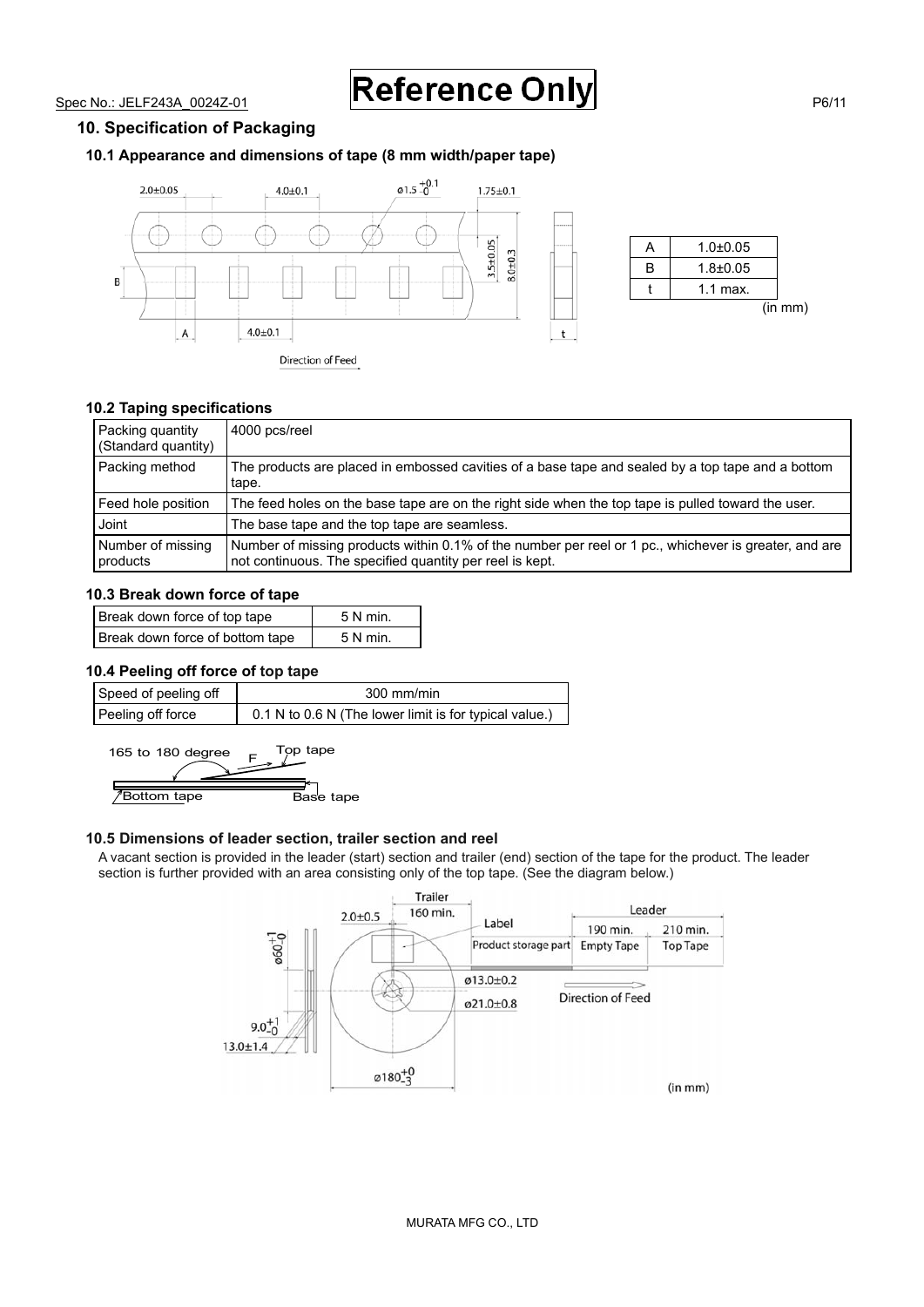## 10. Specification of Packaging

### 10.1 Appearance and dimensions of tape (8 mm width/paper tape)

| A | 1.0±0.05 |
|---|---|
| B | 1.8±0.05 |
| t | 1.1 max. |

(in mm)

### 10.2 Taping specifications

| Packing quantity (Standard quantity) | 4000 pcs/reel |
|---|---|
| Packing method | The products are placed in embossed cavities of a base tape and sealed by a top tape and a bottom tape. |
| Feed hole position | The feed holes on the base tape are on the right side when the top tape is pulled toward the user. |
| Joint | The base tape and the top tape are seamless. |
| Number of missing products | Number of missing products within 0.1% of the number per reel or 1 pc., whichever is greater, and are not continuous. The specified quantity per reel is kept. |

### 10.3 Break down force of tape

| Break down force of top tape | 5 N min. |
|---|---|
| Break down force of bottom tape | 5 N min. |

### 10.4 Peeling off force of top tape

| Speed of peeling off | 300 mm/min |
|---|---|
| Peeling off force | 0.1 N to 0.6 N (The lower limit is for typical value.) |

### 10.5 Dimensions of leader section, trailer section and reel

A vacant section is provided in the leader (start) section and trailer (end) section of the tape for the product. The leader section is further provided with an area consisting only of the top tape. (See the diagram below.)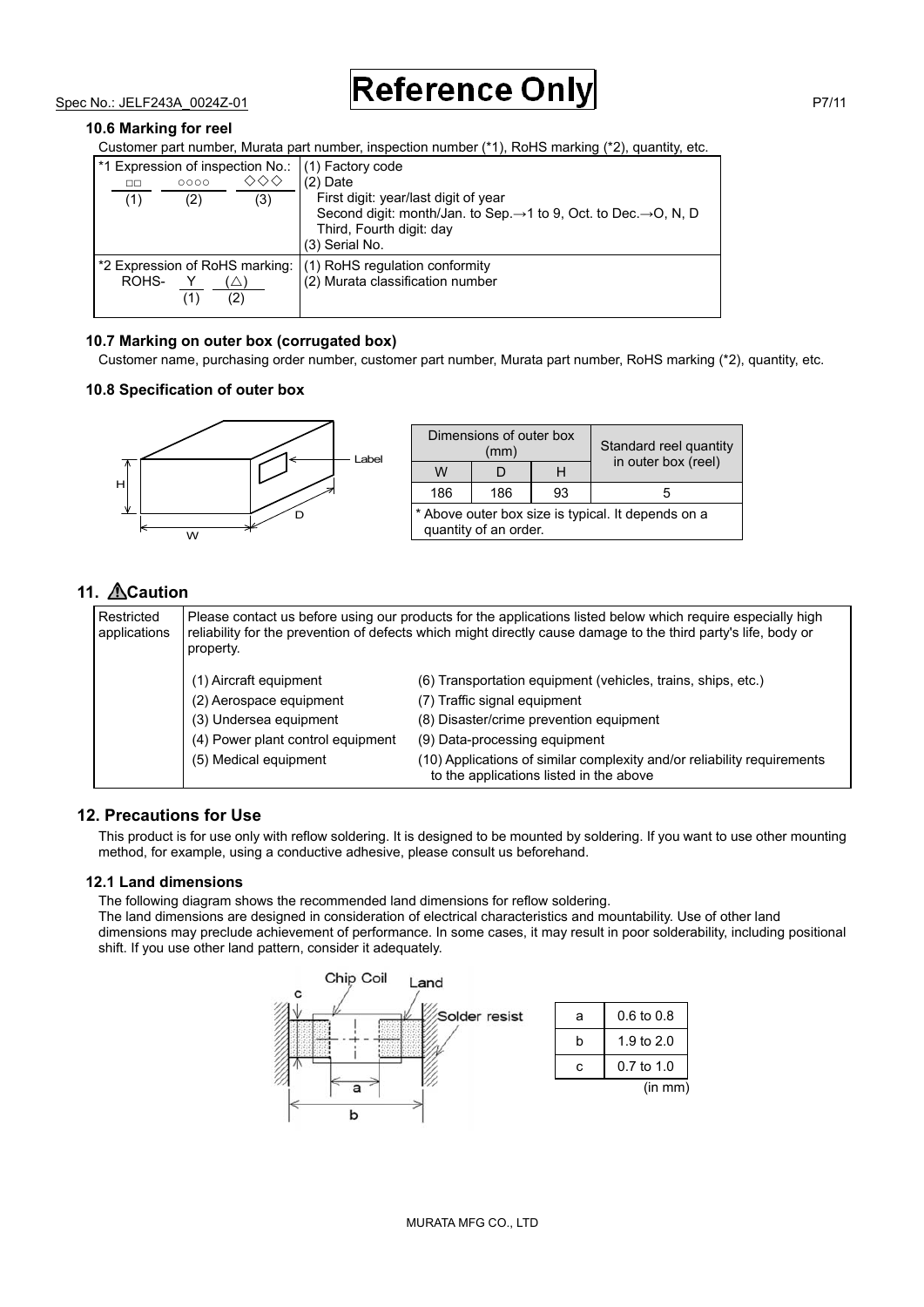### 10.6 Marking for reel

Customer part number, Murata part number, inspection number (*1), RoHS marking (*2), quantity, etc.

| | |
|---|---|
| *1 Expression of inspection No.: □□ (1) ○○○○ (2) ◇◇◇ (3) | (1) Factory code<br>(2) Date<br>First digit: year/last digit of year<br>Second digit: month/Jan. to Sep.→1 to 9, Oct. to Dec.→O, N, D<br>Third, Fourth digit: day<br>(3) Serial No. |
| *2 Expression of RoHS marking: ROHS- Y (1) (△) (2) | (1) RoHS regulation conformity<br>(2) Murata classification number |

### 10.7 Marking on outer box (corrugated box)

Customer name, purchasing order number, customer part number, Murata part number, RoHS marking (*2), quantity, etc.

### 10.8 Specification of outer box

Label

| Dimensions of outer box (mm) | | | Standard reel quantity in outer box (reel) |
|---|---|---|---|
| W | D | H | |
| 186 | 186 | 93 | 5 |

* Above outer box size is typical. It depends on a quantity of an order.

## 11. ⚠Caution

| Restricted applications | Please contact us before using our products for the applications listed below which require especially high reliability for the prevention of defects which might directly cause damage to the third party's life, body or property. |
|---|---|

(1) Aircraft equipment
(2) Aerospace equipment
(3) Undersea equipment
(4) Power plant control equipment
(5) Medical equipment
(6) Transportation equipment (vehicles, trains, ships, etc.)
(7) Traffic signal equipment
(8) Disaster/crime prevention equipment
(9) Data-processing equipment
(10) Applications of similar complexity and/or reliability requirements to the applications listed in the above

## 12. Precautions for Use

This product is for use only with reflow soldering. It is designed to be mounted by soldering. If you want to use other mounting method, for example, using a conductive adhesive, please consult us beforehand.

### 12.1 Land dimensions

The following diagram shows the recommended land dimensions for reflow soldering.
The land dimensions are designed in consideration of electrical characteristics and mountability. Use of other land dimensions may preclude achievement of performance. In some cases, it may result in poor solderability, including positional shift. If you use other land pattern, consider it adequately.

Chip Coil, Land, Solder resist

| | |
|---|---|
| a | 0.6 to 0.8 |
| b | 1.9 to 2.0 |
| c | 0.7 to 1.0 |

(in mm)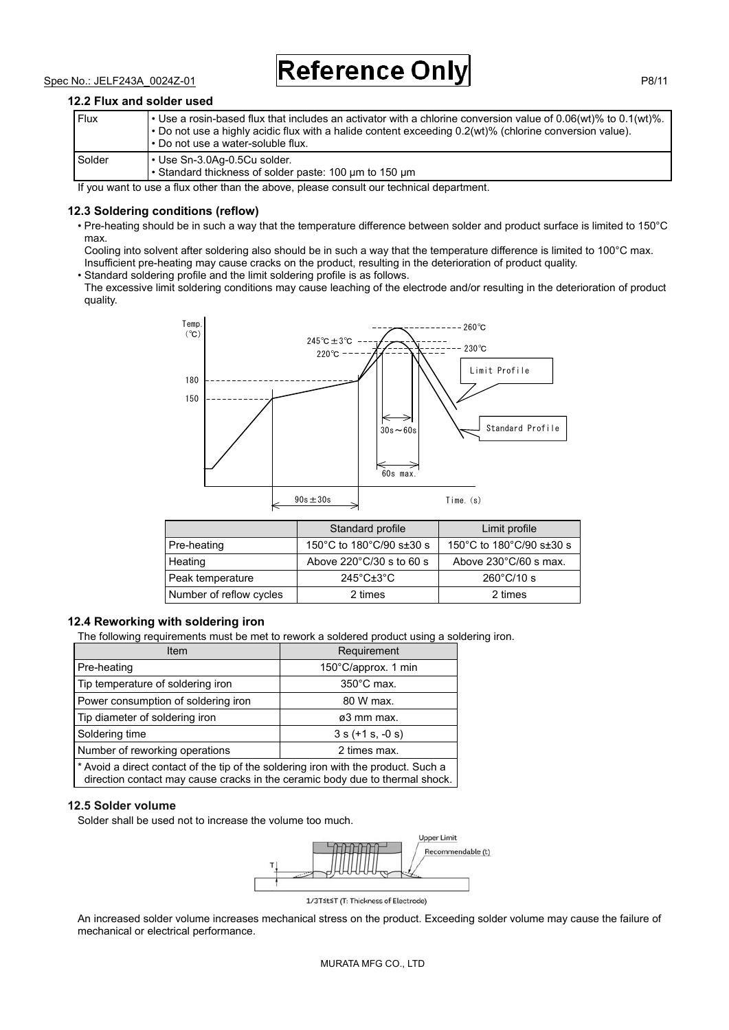### 12.2 Flux and solder used

| | |
|---|---|
| Flux | • Use a rosin-based flux that includes an activator with a chlorine conversion value of 0.06(wt)% to 0.1(wt)%.<br>• Do not use a highly acidic flux with a halide content exceeding 0.2(wt)% (chlorine conversion value).<br>• Do not use a water-soluble flux. |
| Solder | • Use Sn-3.0Ag-0.5Cu solder.<br>• Standard thickness of solder paste: 100 μm to 150 μm |

If you want to use a flux other than the above, please consult our technical department.

### 12.3 Soldering conditions (reflow)

- Pre-heating should be in such a way that the temperature difference between solder and product surface is limited to 150°C max.
  Cooling into solvent after soldering also should be in such a way that the temperature difference is limited to 100°C max.
  Insufficient pre-heating may cause cracks on the product, resulting in the deterioration of product quality.
- Standard soldering profile and the limit soldering profile is as follows.
  The excessive limit soldering conditions may cause leaching of the electrode and/or resulting in the deterioration of product quality.

| | Standard profile | Limit profile |
|---|---|---|
| Pre-heating | 150°C to 180°C/90 s±30 s | 150°C to 180°C/90 s±30 s |
| Heating | Above 220°C/30 s to 60 s | Above 230°C/60 s max. |
| Peak temperature | 245°C±3°C | 260°C/10 s |
| Number of reflow cycles | 2 times | 2 times |

### 12.4 Reworking with soldering iron

The following requirements must be met to rework a soldered product using a soldering iron.

| Item | Requirement |
|---|---|
| Pre-heating | 150°C/approx. 1 min |
| Tip temperature of soldering iron | 350°C max. |
| Power consumption of soldering iron | 80 W max. |
| Tip diameter of soldering iron | ø3 mm max. |
| Soldering time | 3 s (+1 s, -0 s) |
| Number of reworking operations | 2 times max. |

* Avoid a direct contact of the tip of the soldering iron with the product. Such a direction contact may cause cracks in the ceramic body due to thermal shock.

### 12.5 Solder volume

Solder shall be used not to increase the volume too much.

1/3T≤t≤T (T: Thickness of Electrode)

An increased solder volume increases mechanical stress on the product. Exceeding solder volume may cause the failure of mechanical or electrical performance.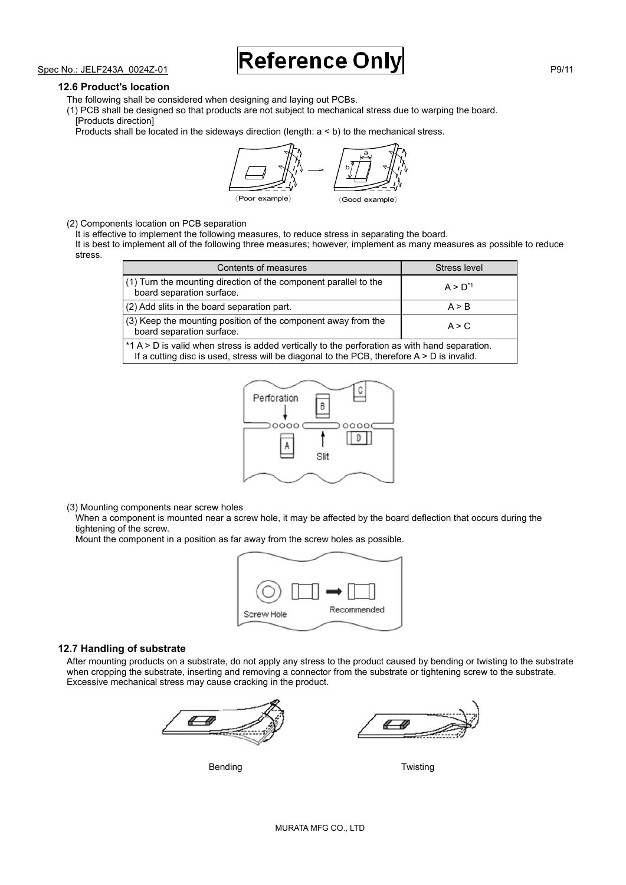### 12.6 Product's location

The following shall be considered when designing and laying out PCBs.

(1) PCB shall be designed so that products are not subject to mechanical stress due to warping the board.
[Products direction]
Products shall be located in the sideways direction (length: a < b) to the mechanical stress.

〈Poor example〉 〈Good example〉

(2) Components location on PCB separation
It is effective to implement the following measures, to reduce stress in separating the board.
It is best to implement all of the following three measures; however, implement as many measures as possible to reduce stress.

| Contents of measures | Stress level |
|---|---|
| (1) Turn the mounting direction of the component parallel to the board separation surface. | A > D*1 |
| (2) Add slits in the board separation part. | A > B |
| (3) Keep the mounting position of the component away from the board separation surface. | A > C |
| *1 A > D is valid when stress is added vertically to the perforation as with hand separation. If a cutting disc is used, stress will be diagonal to the PCB, therefore A > D is invalid. | |

(3) Mounting components near screw holes
When a component is mounted near a screw hole, it may be affected by the board deflection that occurs during the tightening of the screw.
Mount the component in a position as far away from the screw holes as possible.

### 12.7 Handling of substrate

After mounting products on a substrate, do not apply any stress to the product caused by bending or twisting to the substrate when cropping the substrate, inserting and removing a connector from the substrate or tightening screw to the substrate. Excessive mechanical stress may cause cracking in the product.

Bending Twisting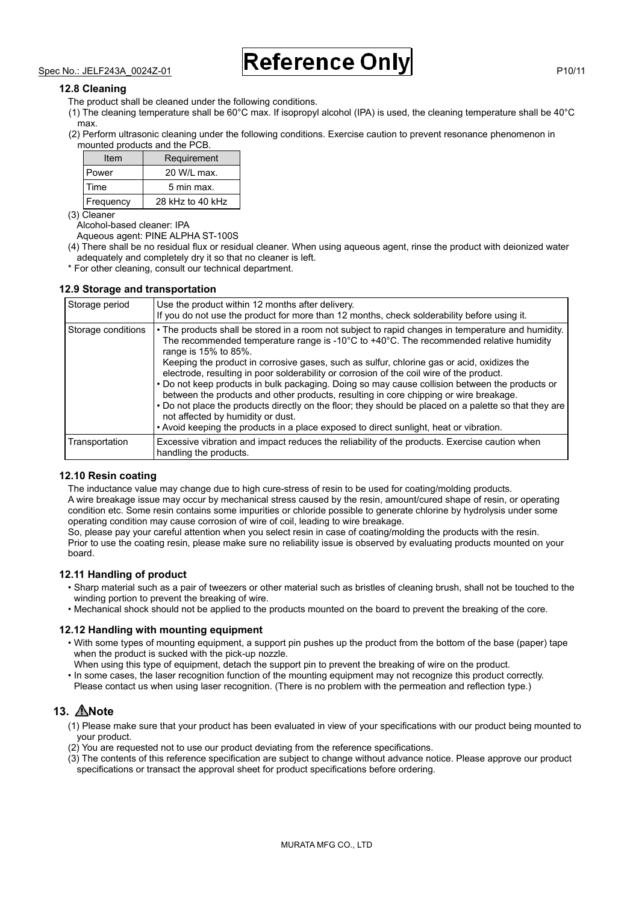### 12.8 Cleaning

The product shall be cleaned under the following conditions.

(1) The cleaning temperature shall be 60°C max. If isopropyl alcohol (IPA) is used, the cleaning temperature shall be 40°C max.

(2) Perform ultrasonic cleaning under the following conditions. Exercise caution to prevent resonance phenomenon in mounted products and the PCB.

| Item | Requirement |
| --- | --- |
| Power | 20 W/L max. |
| Time | 5 min max. |
| Frequency | 28 kHz to 40 kHz |

(3) Cleaner
Alcohol-based cleaner: IPA
Aqueous agent: PINE ALPHA ST-100S

(4) There shall be no residual flux or residual cleaner. When using aqueous agent, rinse the product with deionized water adequately and completely dry it so that no cleaner is left.

* For other cleaning, consult our technical department.

### 12.9 Storage and transportation

| | |
| --- | --- |
| Storage period | Use the product within 12 months after delivery.<br>If you do not use the product for more than 12 months, check solderability before using it. |
| Storage conditions | • The products shall be stored in a room not subject to rapid changes in temperature and humidity. The recommended temperature range is -10°C to +40°C. The recommended relative humidity range is 15% to 85%.<br>Keeping the product in corrosive gases, such as sulfur, chlorine gas or acid, oxidizes the electrode, resulting in poor solderability or corrosion of the coil wire of the product.<br>• Do not keep products in bulk packaging. Doing so may cause collision between the products or between the products and other products, resulting in core chipping or wire breakage.<br>• Do not place the products directly on the floor; they should be placed on a palette so that they are not affected by humidity or dust.<br>• Avoid keeping the products in a place exposed to direct sunlight, heat or vibration. |
| Transportation | Excessive vibration and impact reduces the reliability of the products. Exercise caution when handling the products. |

### 12.10 Resin coating

The inductance value may change due to high cure-stress of resin to be used for coating/molding products.
A wire breakage issue may occur by mechanical stress caused by the resin, amount/cured shape of resin, or operating condition etc. Some resin contains some impurities or chloride possible to generate chlorine by hydrolysis under some operating condition may cause corrosion of wire of coil, leading to wire breakage.
So, please pay your careful attention when you select resin in case of coating/molding the products with the resin.
Prior to use the coating resin, please make sure no reliability issue is observed by evaluating products mounted on your board.

### 12.11 Handling of product

- Sharp material such as a pair of tweezers or other material such as bristles of cleaning brush, shall not be touched to the winding portion to prevent the breaking of wire.
- Mechanical shock should not be applied to the products mounted on the board to prevent the breaking of the core.

### 12.12 Handling with mounting equipment

- With some types of mounting equipment, a support pin pushes up the product from the bottom of the base (paper) tape when the product is sucked with the pick-up nozzle.
  When using this type of equipment, detach the support pin to prevent the breaking of wire on the product.
- In some cases, the laser recognition function of the mounting equipment may not recognize this product correctly.
  Please contact us when using laser recognition. (There is no problem with the permeation and reflection type.)

## 13. ⚠Note

(1) Please make sure that your product has been evaluated in view of your specifications with our product being mounted to your product.

(2) You are requested not to use our product deviating from the reference specifications.

(3) The contents of this reference specification are subject to change without advance notice. Please approve our product specifications or transact the approval sheet for product specifications before ordering.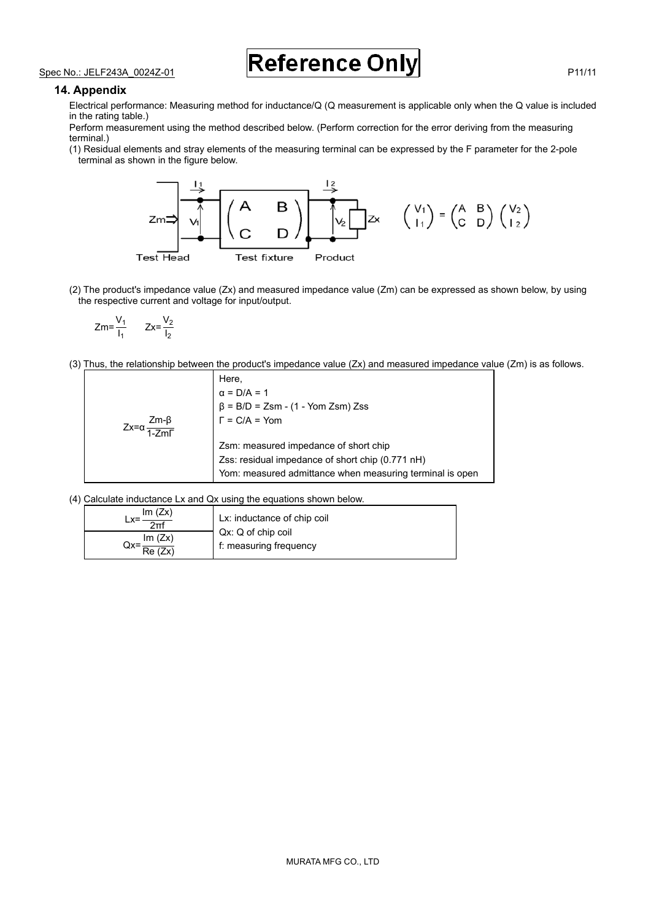## 14. Appendix

Electrical performance: Measuring method for inductance/Q (Q measurement is applicable only when the Q value is included in the rating table.)

Perform measurement using the method described below. (Perform correction for the error deriving from the measuring terminal.)

(1) Residual elements and stray elements of the measuring terminal can be expressed by the F parameter for the 2-pole terminal as shown in the figure below.

Zm $I_1$ $V_1$ A B C D $I_2$ $V_2$ Zx

Test Head Test fixture Product

$$\begin{pmatrix} V_1 \\ I_1 \end{pmatrix} = \begin{pmatrix} A & B \\ C & D \end{pmatrix} \begin{pmatrix} V_2 \\ I_2 \end{pmatrix}$$

(2) The product's impedance value (Zx) and measured impedance value (Zm) can be expressed as shown below, by using the respective current and voltage for input/output.

$$Zm = \frac{V_1}{I_1} \qquad Zx = \frac{V_2}{I_2}$$

(3) Thus, the relationship between the product's impedance value (Zx) and measured impedance value (Zm) is as follows.

| | |
|---|---|
| $Zx = \alpha \frac{Zm - \beta}{1 - Zm\Gamma}$ | Here,<br>$\alpha = D/A = 1$<br>$\beta = B/D = Zsm - (1 - Yom\ Zsm)\ Zss$<br>$\Gamma = C/A = Yom$<br><br>Zsm: measured impedance of short chip<br>Zss: residual impedance of short chip (0.771 nH)<br>Yom: measured admittance when measuring terminal is open |

(4) Calculate inductance Lx and Qx using the equations shown below.

| | |
|---|---|
| $Lx = \frac{Im\ (Zx)}{2\pi f}$ | Lx: inductance of chip coil<br>Qx: Q of chip coil<br>f: measuring frequency |
| $Qx = \frac{Im\ (Zx)}{Re\ (Zx)}$ | |